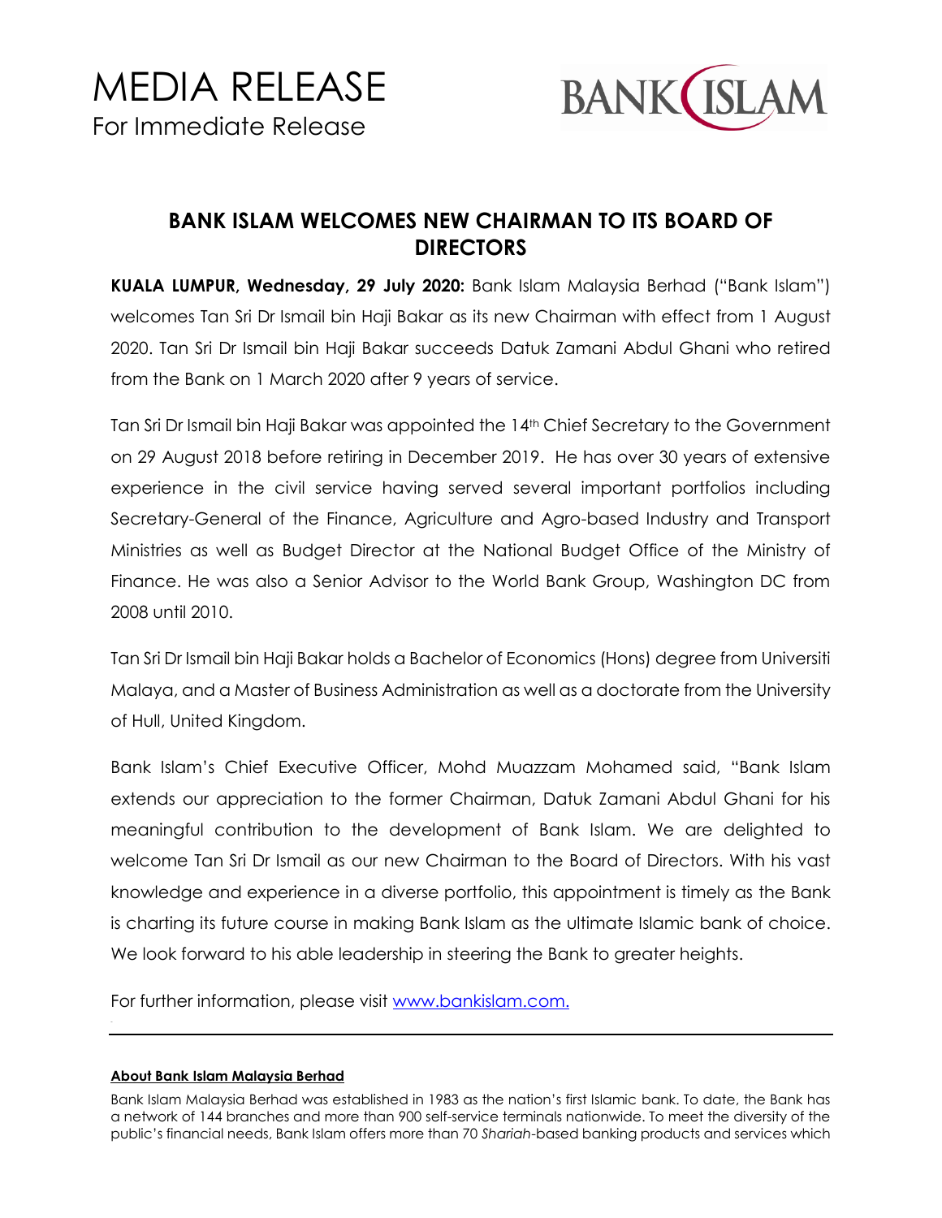# MEDIA RELEASE

For Immediate Release

BANK ISLAM

## BANK ISLAM WELCOMES NEW CHAIRMAN TO ITS BOARD OF DIRECTORS

**KUALA LUMPUR, Wednesday, 29 July 2020:** Bank Islam Malaysia Berhad ("Bank Islam") welcomes Tan Sri Dr Ismail bin Haji Bakar as its new Chairman with effect from 1 August 2020. Tan Sri Dr Ismail bin Haji Bakar succeeds Datuk Zamani Abdul Ghani who retired from the Bank on 1 March 2020 after 9 years of service.

Tan Sri Dr Ismail bin Haji Bakar was appointed the 14th Chief Secretary to the Government on 29 August 2018 before retiring in December 2019. He has over 30 years of extensive experience in the civil service having served several important portfolios including Secretary-General of the Finance, Agriculture and Agro-based Industry and Transport Ministries as well as Budget Director at the National Budget Office of the Ministry of Finance. He was also a Senior Advisor to the World Bank Group, Washington DC from 2008 until 2010.

Tan Sri Dr Ismail bin Haji Bakar holds a Bachelor of Economics (Hons) degree from Universiti Malaya, and a Master of Business Administration as well as a doctorate from the University of Hull, United Kingdom.

Bank Islam's Chief Executive Officer, Mohd Muazzam Mohamed said, "Bank Islam extends our appreciation to the former Chairman, Datuk Zamani Abdul Ghani for his meaningful contribution to the development of Bank Islam. We are delighted to welcome Tan Sri Dr Ismail as our new Chairman to the Board of Directors. With his vast knowledge and experience in a diverse portfolio, this appointment is timely as the Bank is charting its future course in making Bank Islam as the ultimate Islamic bank of choice. We look forward to his able leadership in steering the Bank to greater heights.

For further information, please visit [www.bankislam.com.](www.bankislam.com)

---

**About Bank Islam Malaysia Berhad**

Bank Islam Malaysia Berhad was established in 1983 as the nation's first Islamic bank. To date, the Bank has a network of 144 branches and more than 900 self-service terminals nationwide. To meet the diversity of the public's financial needs, Bank Islam offers more than 70 *Shariah*-based banking products and services which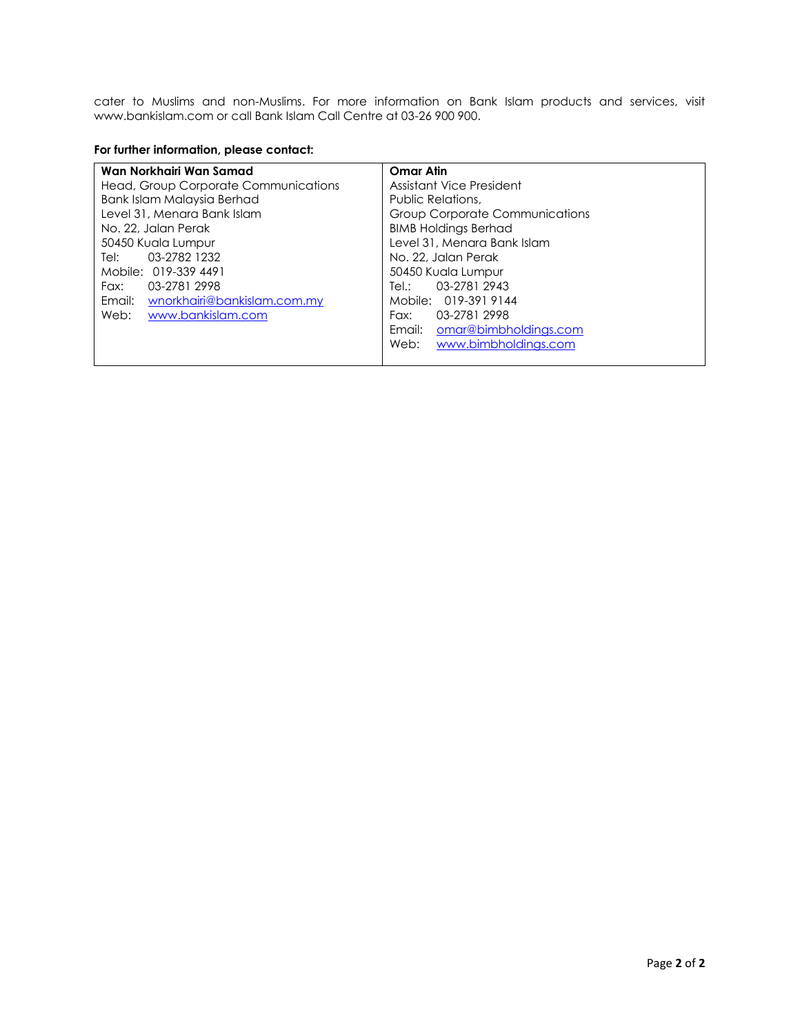cater to Muslims and non-Muslims. For more information on Bank Islam products and services, visit www.bankislam.com or call Bank Islam Call Centre at 03-26 900 900.

**For further information, please contact:**

| | |
|---|---|
| **Wan Norkhairi Wan Samad**<br>Head, Group Corporate Communications<br>Bank Islam Malaysia Berhad<br>Level 31, Menara Bank Islam<br>No. 22, Jalan Perak<br>50450 Kuala Lumpur<br>Tel: 03-2782 1232<br>Mobile: 019-339 4491<br>Fax: 03-2781 2998<br>Email: wnorkhairi@bankislam.com.my<br>Web: www.bankislam.com | **Omar Atin**<br>Assistant Vice President<br>Public Relations,<br>Group Corporate Communications<br>BIMB Holdings Berhad<br>Level 31, Menara Bank Islam<br>No. 22, Jalan Perak<br>50450 Kuala Lumpur<br>Tel.: 03-2781 2943<br>Mobile: 019-391 9144<br>Fax: 03-2781 2998<br>Email: omar@bimbholdings.com<br>Web: www.bimbholdings.com |